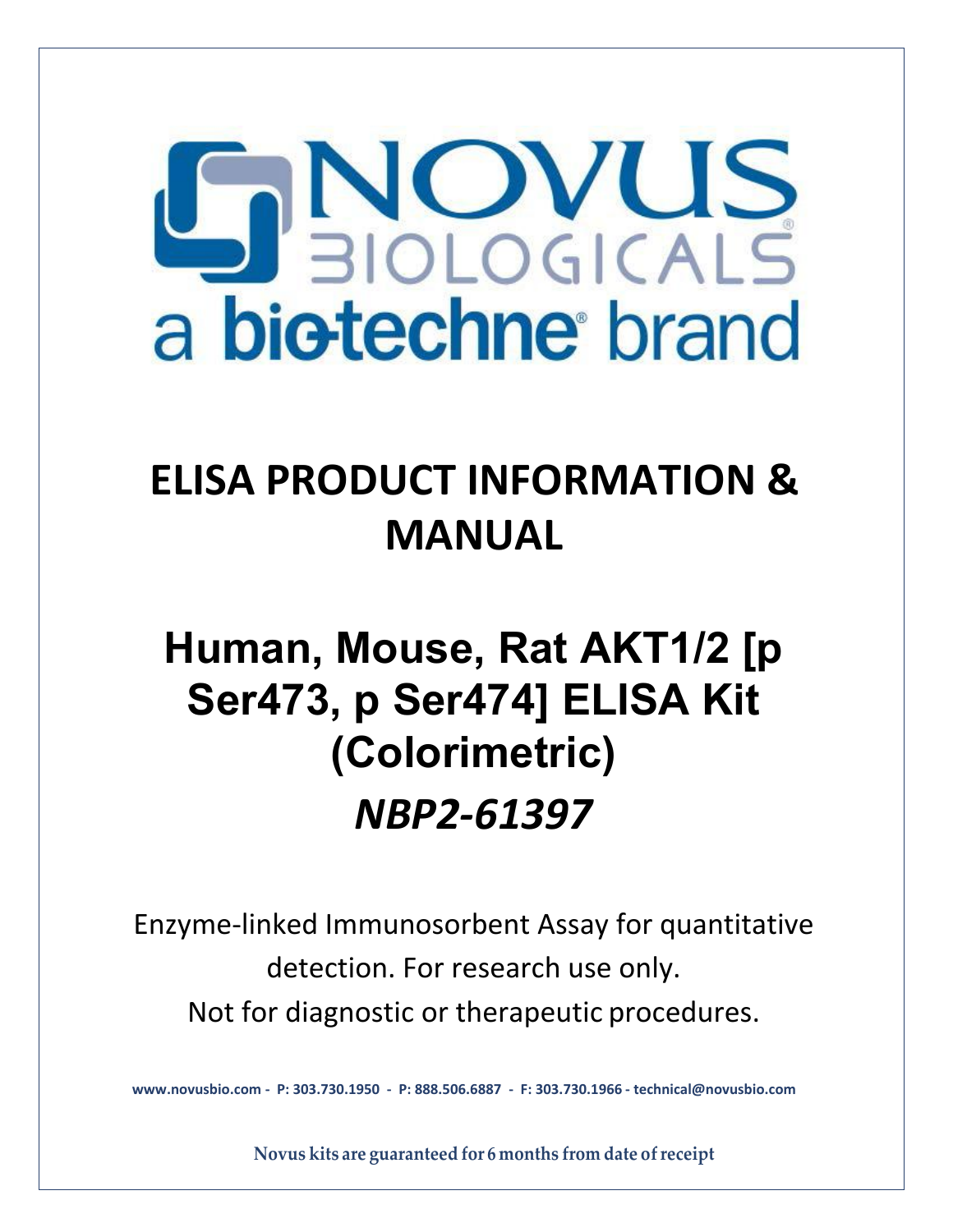# ELISA PRODUCT INFORMATION & MANUAL

## Human, Mouse, Rat AKT1/2 [p Ser473, p Ser474] ELISA Kit (Colorimetric)

## *NBP2-61397*

Enzyme-linked Immunosorbent Assay for quantitative detection. For research use only. Not for diagnostic or therapeutic procedures.

**www.novusbio.com - P: 303.730.1950 - P: 888.506.6887 - F: 303.730.1966 - technical@novusbio.com**

**Novus kits are guaranteed for 6 months from date of receipt**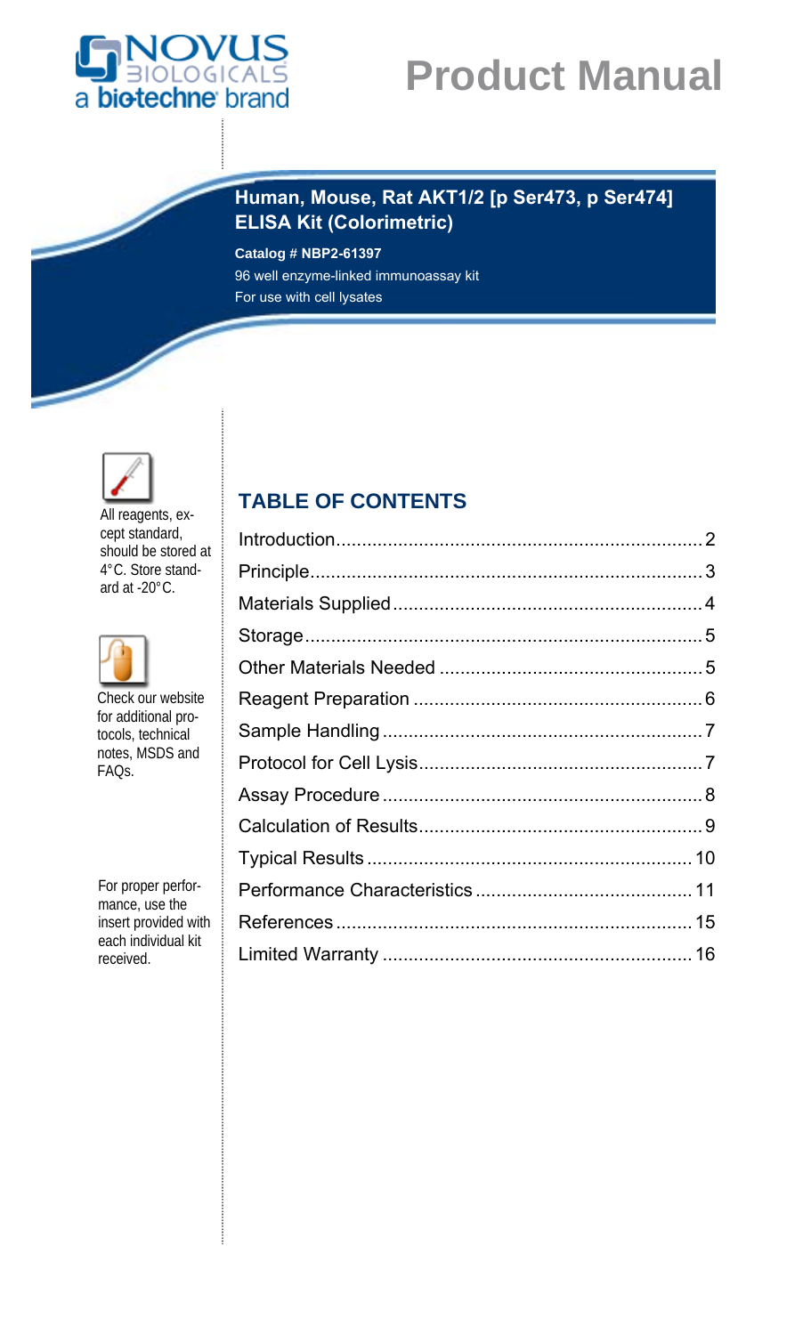Novus Biologicals — a bio-techne brand

# Product Manual

## Human, Mouse, Rat AKT1/2 [p Ser473, p Ser474] ELISA Kit (Colorimetric)

**Catalog # NBP2-61397**

96 well enzyme-linked immunoassay kit

For use with cell lysates

All reagents, except standard, should be stored at 4°C. Store standard at -20°C.

Check our website for additional protocols, technical notes, MSDS and FAQs.

For proper performance, use the insert provided with each individual kit received.

## TABLE OF CONTENTS

| Section | Page |
|---|---|
| Introduction | 2 |
| Principle | 3 |
| Materials Supplied | 4 |
| Storage | 5 |
| Other Materials Needed | 5 |
| Reagent Preparation | 6 |
| Sample Handling | 7 |
| Protocol for Cell Lysis | 7 |
| Assay Procedure | 8 |
| Calculation of Results | 9 |
| Typical Results | 10 |
| Performance Characteristics | 11 |
| References | 15 |
| Limited Warranty | 16 |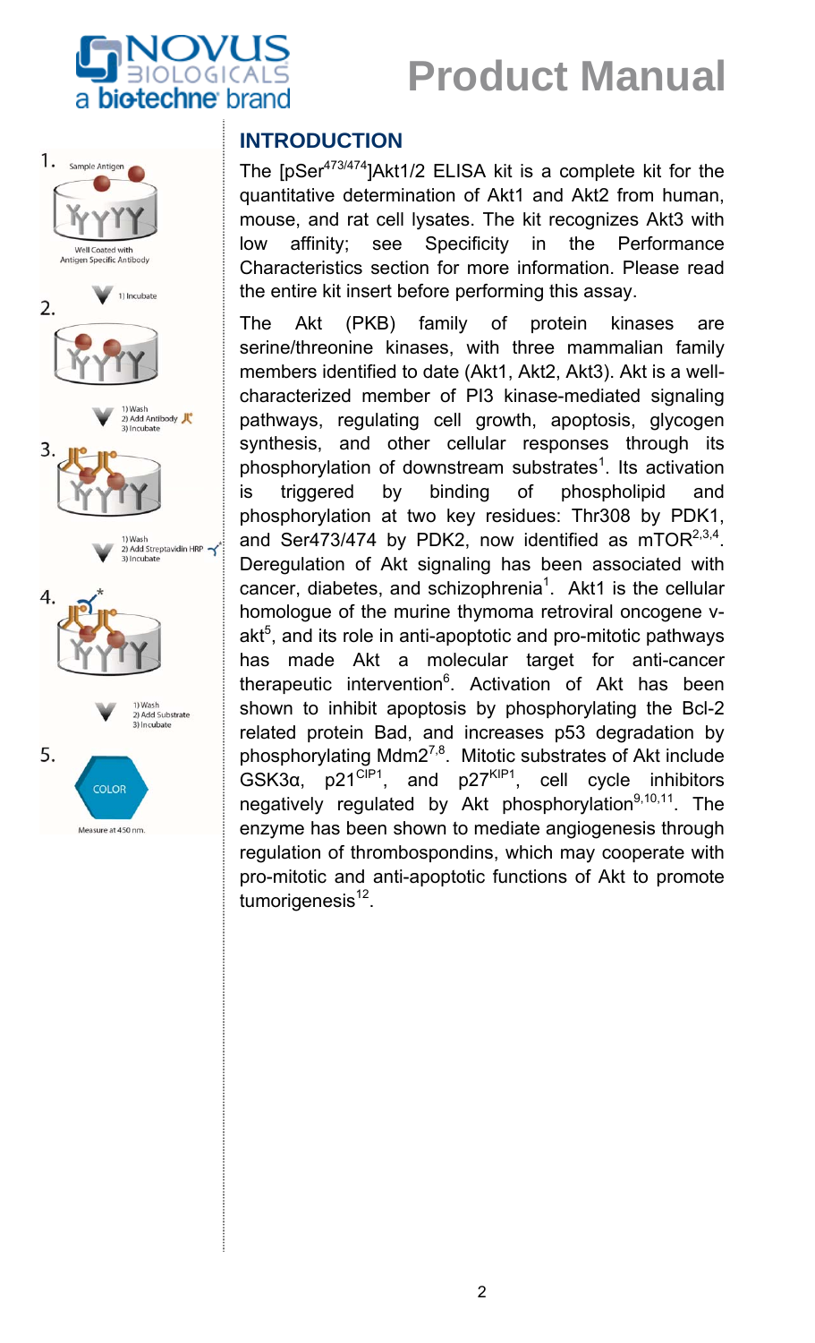## INTRODUCTION

The [pSer$^{473/474}$]Akt1/2 ELISA kit is a complete kit for the quantitative determination of Akt1 and Akt2 from human, mouse, and rat cell lysates. The kit recognizes Akt3 with low affinity; see Specificity in the Performance Characteristics section for more information. Please read the entire kit insert before performing this assay.

The Akt (PKB) family of protein kinases are serine/threonine kinases, with three mammalian family members identified to date (Akt1, Akt2, Akt3). Akt is a well-characterized member of PI3 kinase-mediated signaling pathways, regulating cell growth, apoptosis, glycogen synthesis, and other cellular responses through its phosphorylation of downstream substrates[1]. Its activation is triggered by binding of phospholipid and phosphorylation at two key residues: Thr308 by PDK1, and Ser473/474 by PDK2, now identified as mTOR[2,3,4]. Deregulation of Akt signaling has been associated with cancer, diabetes, and schizophrenia[1]. Akt1 is the cellular homologue of the murine thymoma retroviral oncogene v-akt[5], and its role in anti-apoptotic and pro-mitotic pathways has made Akt a molecular target for anti-cancer therapeutic intervention[6]. Activation of Akt has been shown to inhibit apoptosis by phosphorylating the Bcl-2 related protein Bad, and increases p53 degradation by phosphorylating Mdm2[7,8]. Mitotic substrates of Akt include GSK3α, p21$^{CIP1}$, and p27$^{KIP1}$, cell cycle inhibitors negatively regulated by Akt phosphorylation[9,10,11]. The enzyme has been shown to mediate angiogenesis through regulation of thrombospondins, which may cooperate with pro-mitotic and anti-apoptotic functions of Akt to promote tumorigenesis[12].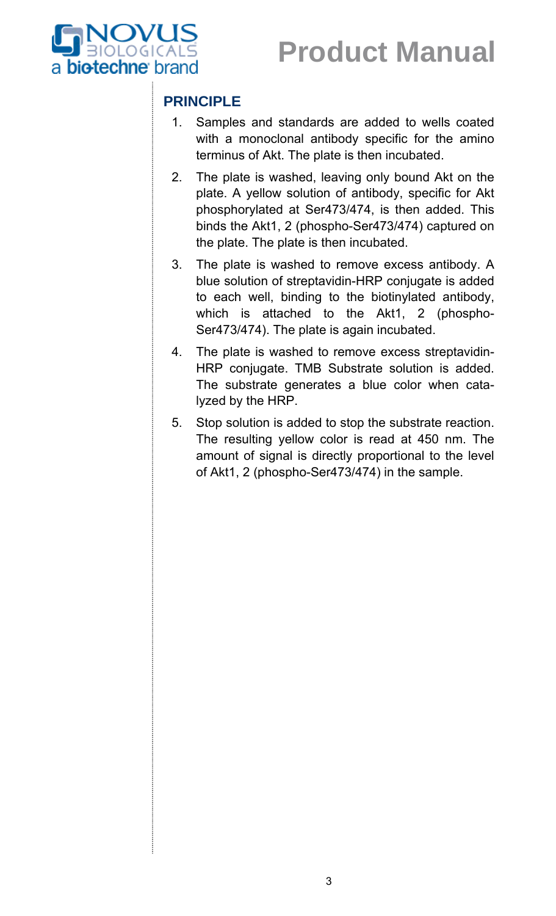## PRINCIPLE

1. Samples and standards are added to wells coated with a monoclonal antibody specific for the amino terminus of Akt. The plate is then incubated.
2. The plate is washed, leaving only bound Akt on the plate. A yellow solution of antibody, specific for Akt phosphorylated at Ser473/474, is then added. This binds the Akt1, 2 (phospho-Ser473/474) captured on the plate. The plate is then incubated.
3. The plate is washed to remove excess antibody. A blue solution of streptavidin-HRP conjugate is added to each well, binding to the biotinylated antibody, which is attached to the Akt1, 2 (phospho-Ser473/474). The plate is again incubated.
4. The plate is washed to remove excess streptavidin-HRP conjugate. TMB Substrate solution is added. The substrate generates a blue color when catalyzed by the HRP.
5. Stop solution is added to stop the substrate reaction. The resulting yellow color is read at 450 nm. The amount of signal is directly proportional to the level of Akt1, 2 (phospho-Ser473/474) in the sample.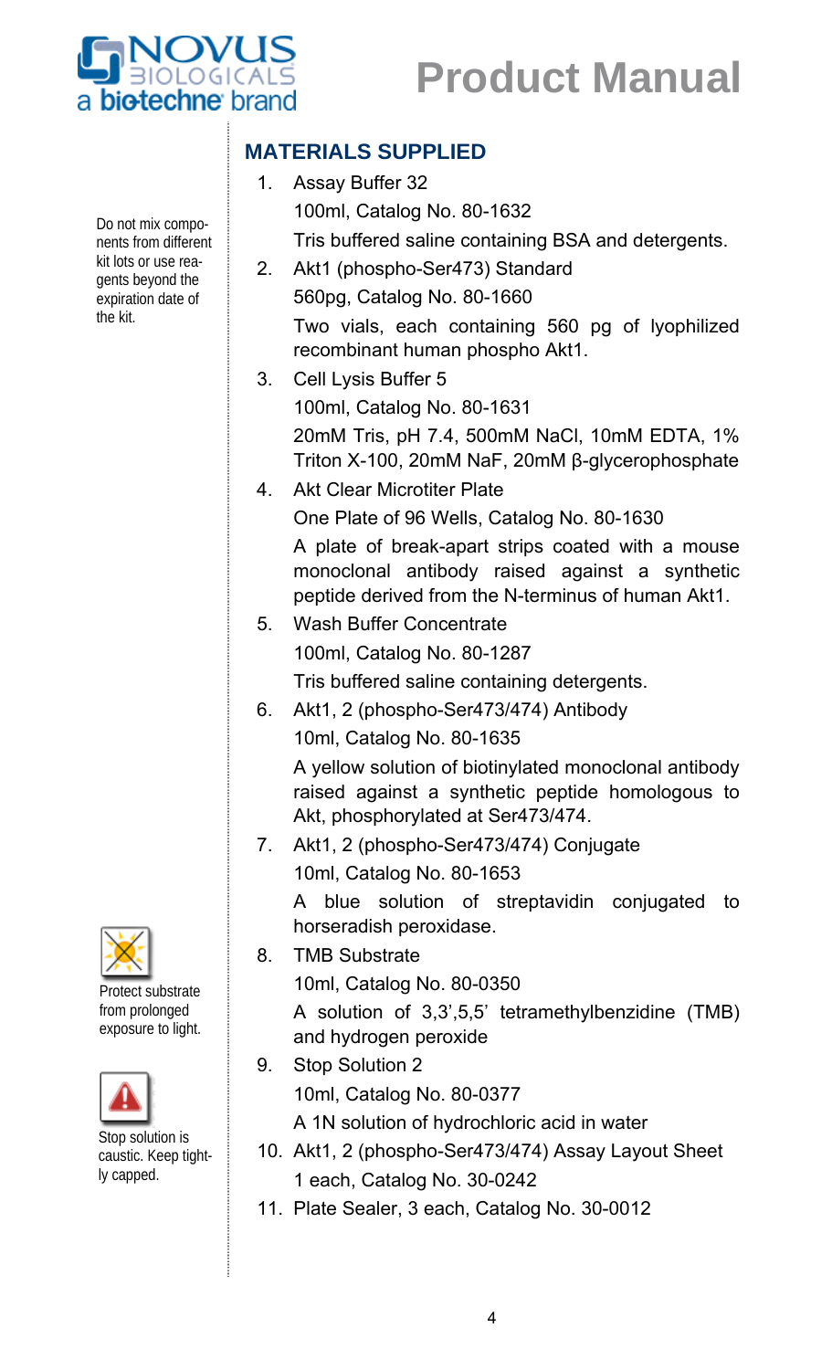## MATERIALS SUPPLIED

Do not mix components from different kit lots or use reagents beyond the expiration date of the kit.

1. Assay Buffer 32
   100ml, Catalog No. 80-1632
   Tris buffered saline containing BSA and detergents.
2. Akt1 (phospho-Ser473) Standard
   560pg, Catalog No. 80-1660
   Two vials, each containing 560 pg of lyophilized recombinant human phospho Akt1.
3. Cell Lysis Buffer 5
   100ml, Catalog No. 80-1631
   20mM Tris, pH 7.4, 500mM NaCl, 10mM EDTA, 1% Triton X-100, 20mM NaF, 20mM β-glycerophosphate
4. Akt Clear Microtiter Plate
   One Plate of 96 Wells, Catalog No. 80-1630
   A plate of break-apart strips coated with a mouse monoclonal antibody raised against a synthetic peptide derived from the N-terminus of human Akt1.
5. Wash Buffer Concentrate
   100ml, Catalog No. 80-1287
   Tris buffered saline containing detergents.
6. Akt1, 2 (phospho-Ser473/474) Antibody
   10ml, Catalog No. 80-1635
   A yellow solution of biotinylated monoclonal antibody raised against a synthetic peptide homologous to Akt, phosphorylated at Ser473/474.
7. Akt1, 2 (phospho-Ser473/474) Conjugate
   10ml, Catalog No. 80-1653
   A blue solution of streptavidin conjugated to horseradish peroxidase.
8. TMB Substrate
   10ml, Catalog No. 80-0350
   A solution of 3,3',5,5' tetramethylbenzidine (TMB) and hydrogen peroxide
9. Stop Solution 2
   10ml, Catalog No. 80-0377
   A 1N solution of hydrochloric acid in water
10. Akt1, 2 (phospho-Ser473/474) Assay Layout Sheet
    1 each, Catalog No. 30-0242
11. Plate Sealer, 3 each, Catalog No. 30-0012

Protect substrate from prolonged exposure to light.

Stop solution is caustic. Keep tightly capped.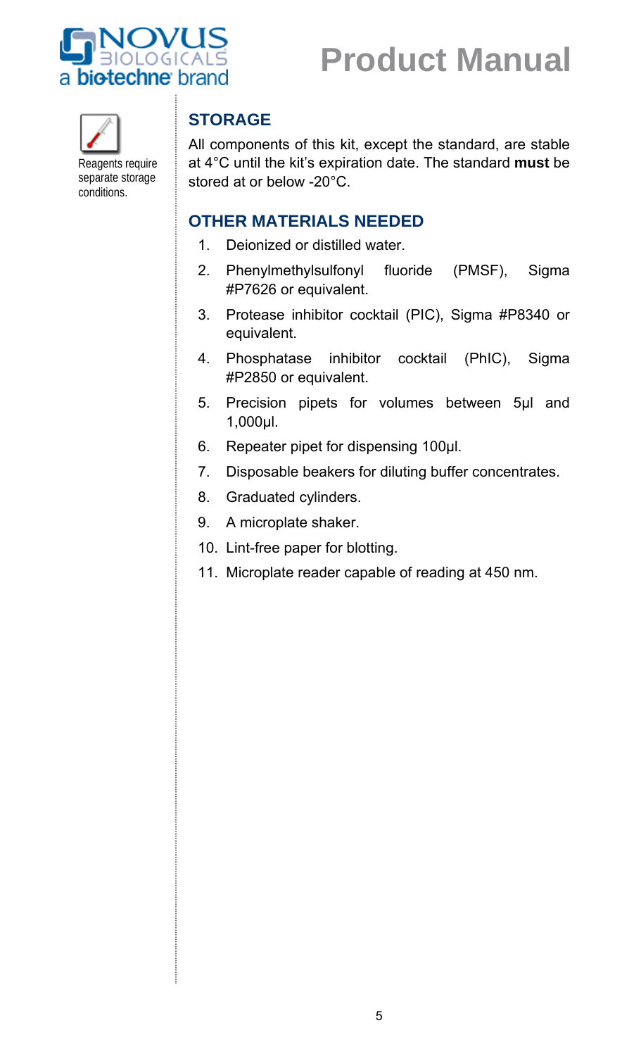Reagents require separate storage conditions.

## STORAGE

All components of this kit, except the standard, are stable at 4°C until the kit's expiration date. The standard **must** be stored at or below -20°C.

## OTHER MATERIALS NEEDED

1. Deionized or distilled water.
2. Phenylmethylsulfonyl fluoride (PMSF), Sigma #P7626 or equivalent.
3. Protease inhibitor cocktail (PIC), Sigma #P8340 or equivalent.
4. Phosphatase inhibitor cocktail (PhIC), Sigma #P2850 or equivalent.
5. Precision pipets for volumes between 5µl and 1,000µl.
6. Repeater pipet for dispensing 100µl.
7. Disposable beakers for diluting buffer concentrates.
8. Graduated cylinders.
9. A microplate shaker.
10. Lint-free paper for blotting.
11. Microplate reader capable of reading at 450 nm.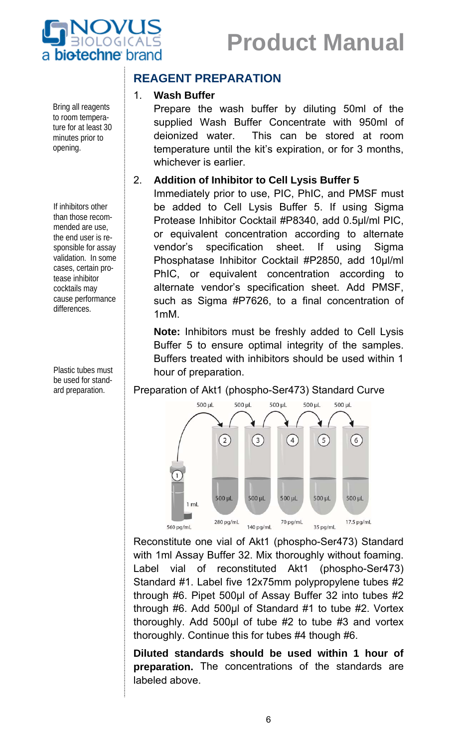## REAGENT PREPARATION

Bring all reagents to room temperature for at least 30 minutes prior to opening.

1. **Wash Buffer**

   Prepare the wash buffer by diluting 50ml of the supplied Wash Buffer Concentrate with 950ml of deionized water. This can be stored at room temperature until the kit's expiration, or for 3 months, whichever is earlier.

2. **Addition of Inhibitor to Cell Lysis Buffer 5**

   Immediately prior to use, PIC, PhIC, and PMSF must be added to Cell Lysis Buffer 5. If using Sigma Protease Inhibitor Cocktail #P8340, add 0.5µl/ml PIC, or equivalent concentration according to alternate vendor's specification sheet. If using Sigma Phosphatase Inhibitor Cocktail #P2850, add 10µl/ml PhIC, or equivalent concentration according to alternate vendor's specification sheet. Add PMSF, such as Sigma #P7626, to a final concentration of 1mM.

   **Note:** Inhibitors must be freshly added to Cell Lysis Buffer 5 to ensure optimal integrity of the samples. Buffers treated with inhibitors should be used within 1 hour of preparation.

If inhibitors other than those recommended are use, the end user is responsible for assay validation. In some cases, certain protease inhibitor cocktails may cause performance differences.

Plastic tubes must be used for standard preparation.

Preparation of Akt1 (phospho-Ser473) Standard Curve

500 µL 500 µL 500 µL 500 µL 500 µL

1 (1 mL, 560 pg/mL) → 2 (500 µL, 280 pg/mL) → 3 (500 µL, 140 pg/mL) → 4 (500 µL, 70 pg/mL) → 5 (500 µL, 35 pg/mL) → 6 (500 µL, 17.5 pg/mL)

Reconstitute one vial of Akt1 (phospho-Ser473) Standard with 1ml Assay Buffer 32. Mix thoroughly without foaming. Label vial of reconstituted Akt1 (phospho-Ser473) Standard #1. Label five 12x75mm polypropylene tubes #2 through #6. Pipet 500µl of Assay Buffer 32 into tubes #2 through #6. Add 500µl of Standard #1 to tube #2. Vortex thoroughly. Add 500µl of tube #2 to tube #3 and vortex thoroughly. Continue this for tubes #4 though #6.

**Diluted standards should be used within 1 hour of preparation.** The concentrations of the standards are labeled above.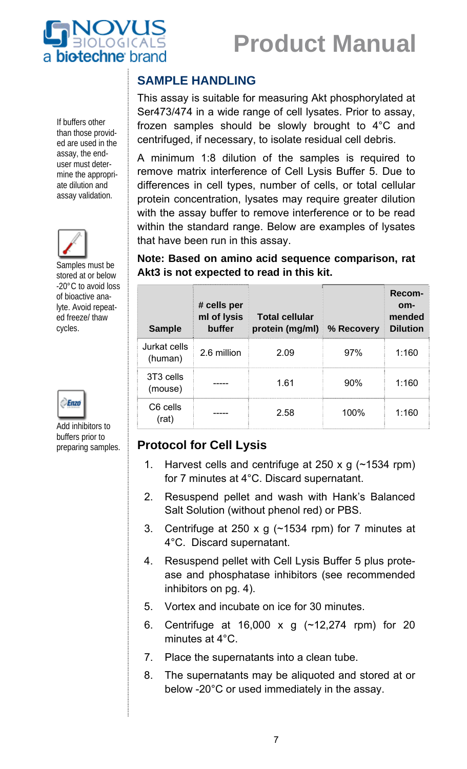## SAMPLE HANDLING

This assay is suitable for measuring Akt phosphorylated at Ser473/474 in a wide range of cell lysates. Prior to assay, frozen samples should be slowly brought to 4°C and centrifuged, if necessary, to isolate residual cell debris.

A minimum 1:8 dilution of the samples is required to remove matrix interference of Cell Lysis Buffer 5. Due to differences in cell types, number of cells, or total cellular protein concentration, lysates may require greater dilution with the assay buffer to remove interference or to be read within the standard range. Below are examples of lysates that have been run in this assay.

If buffers other than those provided are used in the assay, the end-user must determine the appropriate dilution and assay validation.

**Note: Based on amino acid sequence comparison, rat Akt3 is not expected to read in this kit.**

| Sample | # cells per ml of lysis buffer | Total cellular protein (mg/ml) | % Recovery | Recommended Dilution |
|---|---|---|---|---|
| Jurkat cells (human) | 2.6 million | 2.09 | 97% | 1:160 |
| 3T3 cells (mouse) | ----- | 1.61 | 90% | 1:160 |
| C6 cells (rat) | ----- | 2.58 | 100% | 1:160 |

Samples must be stored at or below -20°C to avoid loss of bioactive analyte. Avoid repeated freeze/ thaw cycles.

Add inhibitors to buffers prior to preparing samples.

## Protocol for Cell Lysis

1. Harvest cells and centrifuge at 250 x g (~1534 rpm) for 7 minutes at 4°C. Discard supernatant.
2. Resuspend pellet and wash with Hank's Balanced Salt Solution (without phenol red) or PBS.
3. Centrifuge at 250 x g (~1534 rpm) for 7 minutes at 4°C. Discard supernatant.
4. Resuspend pellet with Cell Lysis Buffer 5 plus protease and phosphatase inhibitors (see recommended inhibitors on pg. 4).
5. Vortex and incubate on ice for 30 minutes.
6. Centrifuge at 16,000 x g (~12,274 rpm) for 20 minutes at 4°C.
7. Place the supernatants into a clean tube.
8. The supernatants may be aliquoted and stored at or below -20°C or used immediately in the assay.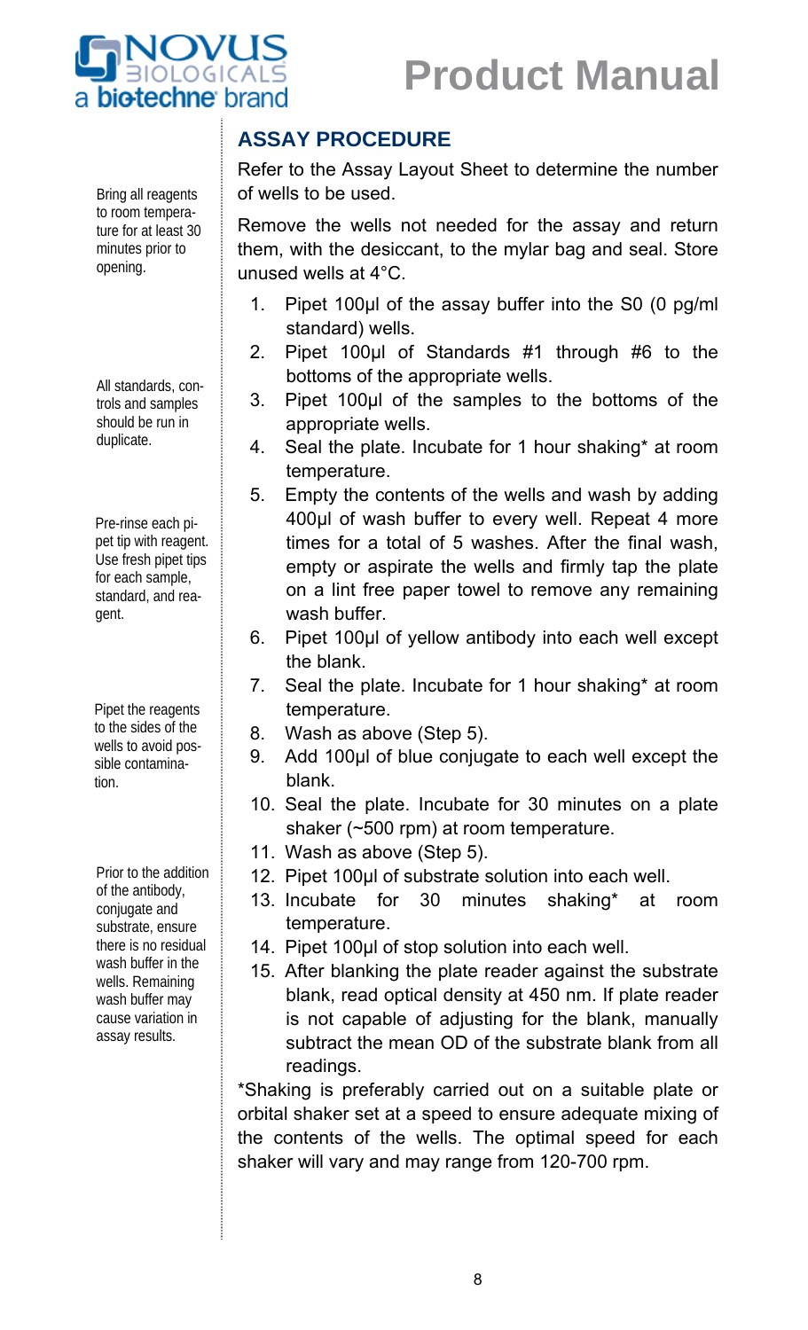## ASSAY PROCEDURE

Refer to the Assay Layout Sheet to determine the number of wells to be used.

Bring all reagents to room temperature for at least 30 minutes prior to opening.

Remove the wells not needed for the assay and return them, with the desiccant, to the mylar bag and seal. Store unused wells at 4°C.

All standards, controls and samples should be run in duplicate.

Pre-rinse each pipet tip with reagent. Use fresh pipet tips for each sample, standard, and reagent.

Pipet the reagents to the sides of the wells to avoid possible contamination.

Prior to the addition of the antibody, conjugate and substrate, ensure there is no residual wash buffer in the wells. Remaining wash buffer may cause variation in assay results.

1. Pipet 100µl of the assay buffer into the S0 (0 pg/ml standard) wells.
2. Pipet 100µl of Standards #1 through #6 to the bottoms of the appropriate wells.
3. Pipet 100µl of the samples to the bottoms of the appropriate wells.
4. Seal the plate. Incubate for 1 hour shaking* at room temperature.
5. Empty the contents of the wells and wash by adding 400µl of wash buffer to every well. Repeat 4 more times for a total of 5 washes. After the final wash, empty or aspirate the wells and firmly tap the plate on a lint free paper towel to remove any remaining wash buffer.
6. Pipet 100µl of yellow antibody into each well except the blank.
7. Seal the plate. Incubate for 1 hour shaking* at room temperature.
8. Wash as above (Step 5).
9. Add 100µl of blue conjugate to each well except the blank.
10. Seal the plate. Incubate for 30 minutes on a plate shaker (~500 rpm) at room temperature.
11. Wash as above (Step 5).
12. Pipet 100µl of substrate solution into each well.
13. Incubate for 30 minutes shaking* at room temperature.
14. Pipet 100µl of stop solution into each well.
15. After blanking the plate reader against the substrate blank, read optical density at 450 nm. If plate reader is not capable of adjusting for the blank, manually subtract the mean OD of the substrate blank from all readings.

*Shaking is preferably carried out on a suitable plate or orbital shaker set at a speed to ensure adequate mixing of the contents of the wells. The optimal speed for each shaker will vary and may range from 120-700 rpm.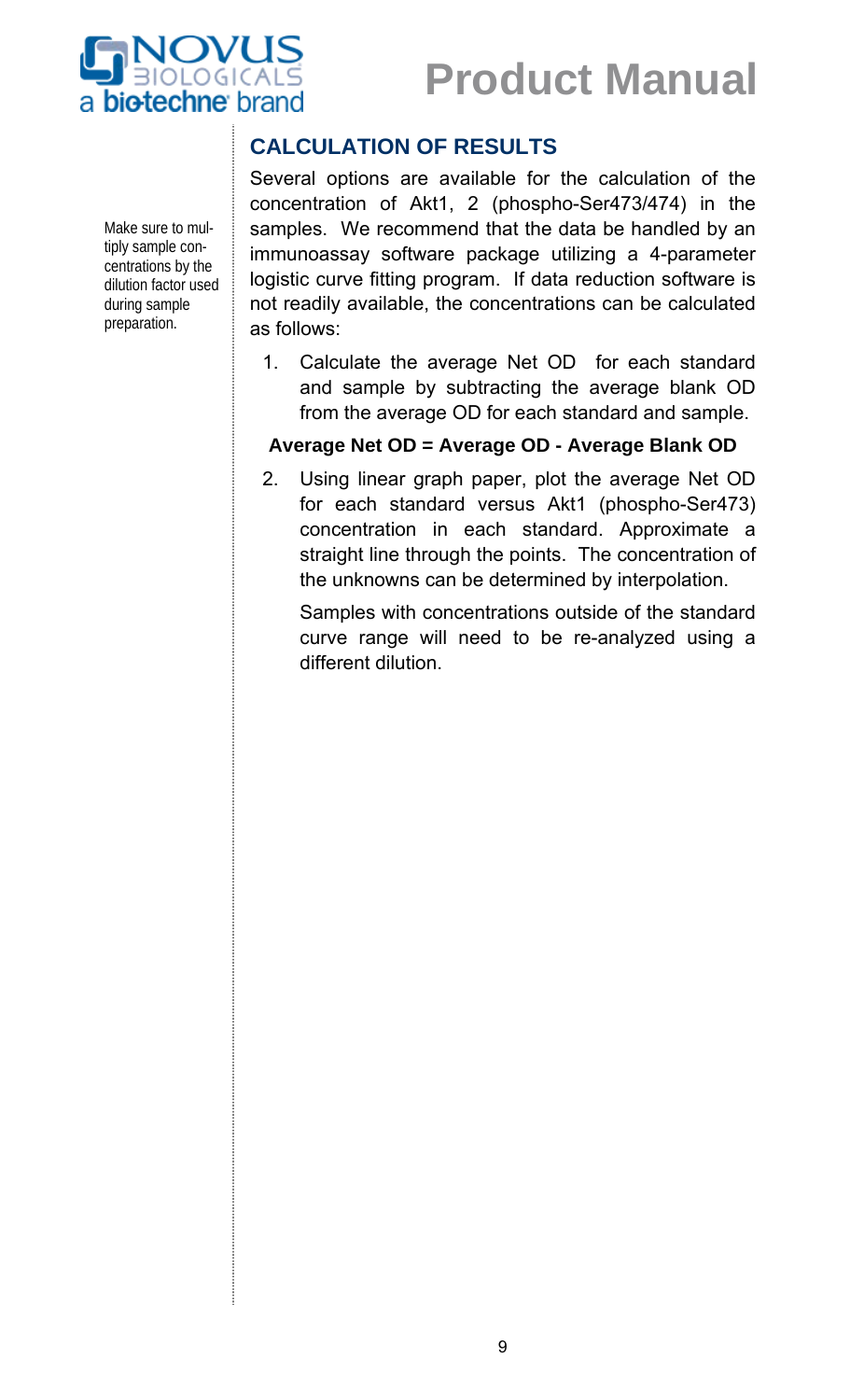## CALCULATION OF RESULTS

Make sure to multiply sample concentrations by the dilution factor used during sample preparation.

Several options are available for the calculation of the concentration of Akt1, 2 (phospho-Ser473/474) in the samples. We recommend that the data be handled by an immunoassay software package utilizing a 4-parameter logistic curve fitting program. If data reduction software is not readily available, the concentrations can be calculated as follows:

1. Calculate the average Net OD for each standard and sample by subtracting the average blank OD from the average OD for each standard and sample.

**Average Net OD = Average OD - Average Blank OD**

2. Using linear graph paper, plot the average Net OD for each standard versus Akt1 (phospho-Ser473) concentration in each standard. Approximate a straight line through the points. The concentration of the unknowns can be determined by interpolation.

   Samples with concentrations outside of the standard curve range will need to be re-analyzed using a different dilution.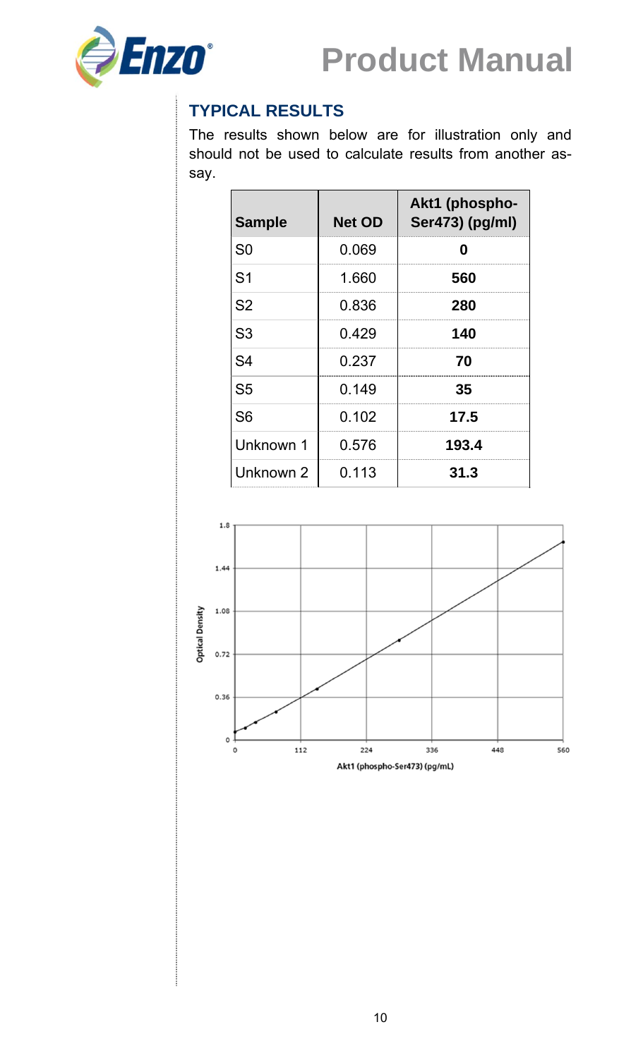## TYPICAL RESULTS

The results shown below are for illustration only and should not be used to calculate results from another assay.

| Sample | Net OD | Akt1 (phospho-Ser473) (pg/ml) |
|---|---|---|
| S0 | 0.069 | **0** |
| S1 | 1.660 | **560** |
| S2 | 0.836 | **280** |
| S3 | 0.429 | **140** |
| S4 | 0.237 | **70** |
| S5 | 0.149 | **35** |
| S6 | 0.102 | **17.5** |
| Unknown 1 | 0.576 | **193.4** |
| Unknown 2 | 0.113 | **31.3** |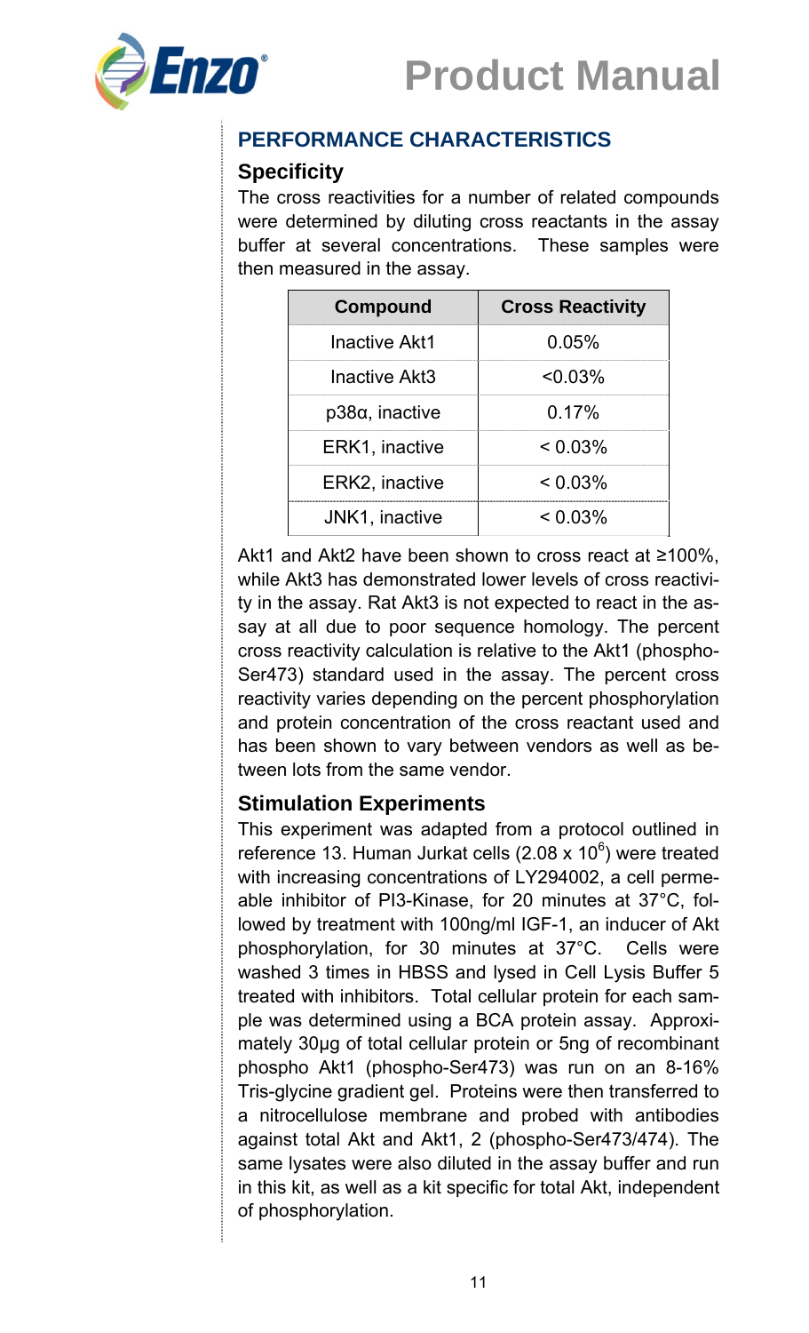## PERFORMANCE CHARACTERISTICS

### Specificity

The cross reactivities for a number of related compounds were determined by diluting cross reactants in the assay buffer at several concentrations. These samples were then measured in the assay.

| Compound | Cross Reactivity |
|---|---|
| Inactive Akt1 | 0.05% |
| Inactive Akt3 | <0.03% |
| p38α, inactive | 0.17% |
| ERK1, inactive | < 0.03% |
| ERK2, inactive | < 0.03% |
| JNK1, inactive | < 0.03% |

Akt1 and Akt2 have been shown to cross react at ≥100%, while Akt3 has demonstrated lower levels of cross reactivity in the assay. Rat Akt3 is not expected to react in the assay at all due to poor sequence homology. The percent cross reactivity calculation is relative to the Akt1 (phospho-Ser473) standard used in the assay. The percent cross reactivity varies depending on the percent phosphorylation and protein concentration of the cross reactant used and has been shown to vary between vendors as well as between lots from the same vendor.

### Stimulation Experiments

This experiment was adapted from a protocol outlined in reference 13. Human Jurkat cells ($2.08 \times 10^6$) were treated with increasing concentrations of LY294002, a cell permeable inhibitor of PI3-Kinase, for 20 minutes at 37°C, followed by treatment with 100ng/ml IGF-1, an inducer of Akt phosphorylation, for 30 minutes at 37°C. Cells were washed 3 times in HBSS and lysed in Cell Lysis Buffer 5 treated with inhibitors. Total cellular protein for each sample was determined using a BCA protein assay. Approximately 30µg of total cellular protein or 5ng of recombinant phospho Akt1 (phospho-Ser473) was run on an 8-16% Tris-glycine gradient gel. Proteins were then transferred to a nitrocellulose membrane and probed with antibodies against total Akt and Akt1, 2 (phospho-Ser473/474). The same lysates were also diluted in the assay buffer and run in this kit, as well as a kit specific for total Akt, independent of phosphorylation.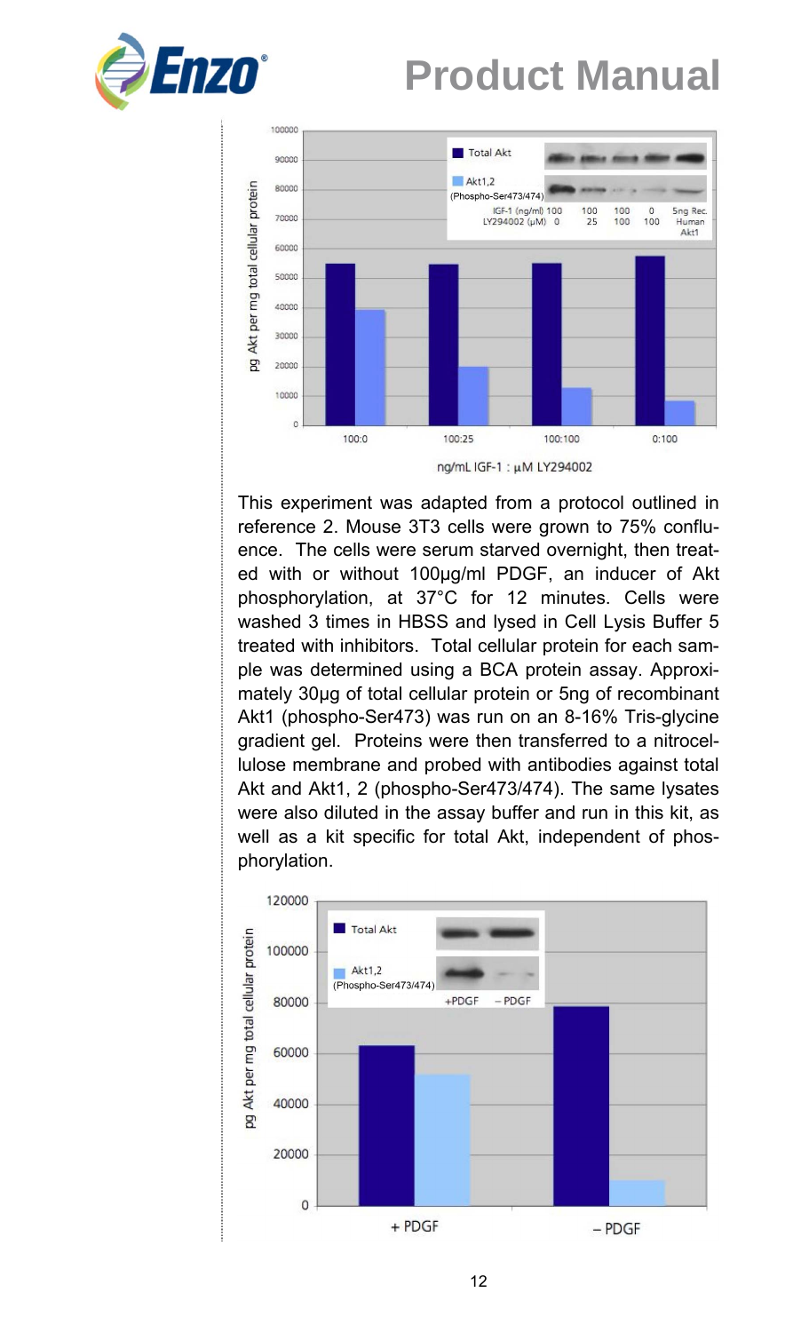This experiment was adapted from a protocol outlined in reference 2. Mouse 3T3 cells were grown to 75% confluence. The cells were serum starved overnight, then treated with or without 100µg/ml PDGF, an inducer of Akt phosphorylation, at 37°C for 12 minutes. Cells were washed 3 times in HBSS and lysed in Cell Lysis Buffer 5 treated with inhibitors. Total cellular protein for each sample was determined using a BCA protein assay. Approximately 30µg of total cellular protein or 5ng of recombinant Akt1 (phospho-Ser473) was run on an 8-16% Tris-glycine gradient gel. Proteins were then transferred to a nitrocellulose membrane and probed with antibodies against total Akt and Akt1, 2 (phospho-Ser473/474). The same lysates were also diluted in the assay buffer and run in this kit, as well as a kit specific for total Akt, independent of phosphorylation.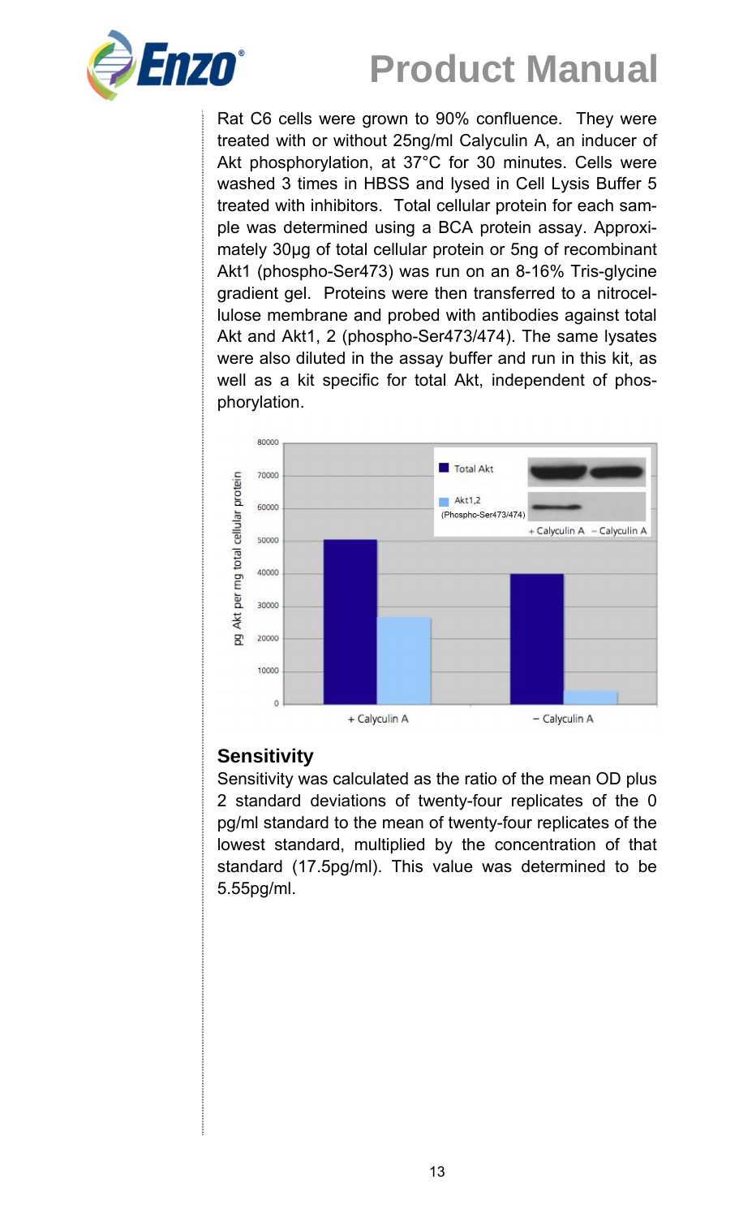Rat C6 cells were grown to 90% confluence. They were treated with or without 25ng/ml Calyculin A, an inducer of Akt phosphorylation, at 37°C for 30 minutes. Cells were washed 3 times in HBSS and lysed in Cell Lysis Buffer 5 treated with inhibitors. Total cellular protein for each sample was determined using a BCA protein assay. Approximately 30µg of total cellular protein or 5ng of recombinant Akt1 (phospho-Ser473) was run on an 8-16% Tris-glycine gradient gel. Proteins were then transferred to a nitrocellulose membrane and probed with antibodies against total Akt and Akt1, 2 (phospho-Ser473/474). The same lysates were also diluted in the assay buffer and run in this kit, as well as a kit specific for total Akt, independent of phosphorylation.

## Sensitivity

Sensitivity was calculated as the ratio of the mean OD plus 2 standard deviations of twenty-four replicates of the 0 pg/ml standard to the mean of twenty-four replicates of the lowest standard, multiplied by the concentration of that standard (17.5pg/ml). This value was determined to be 5.55pg/ml.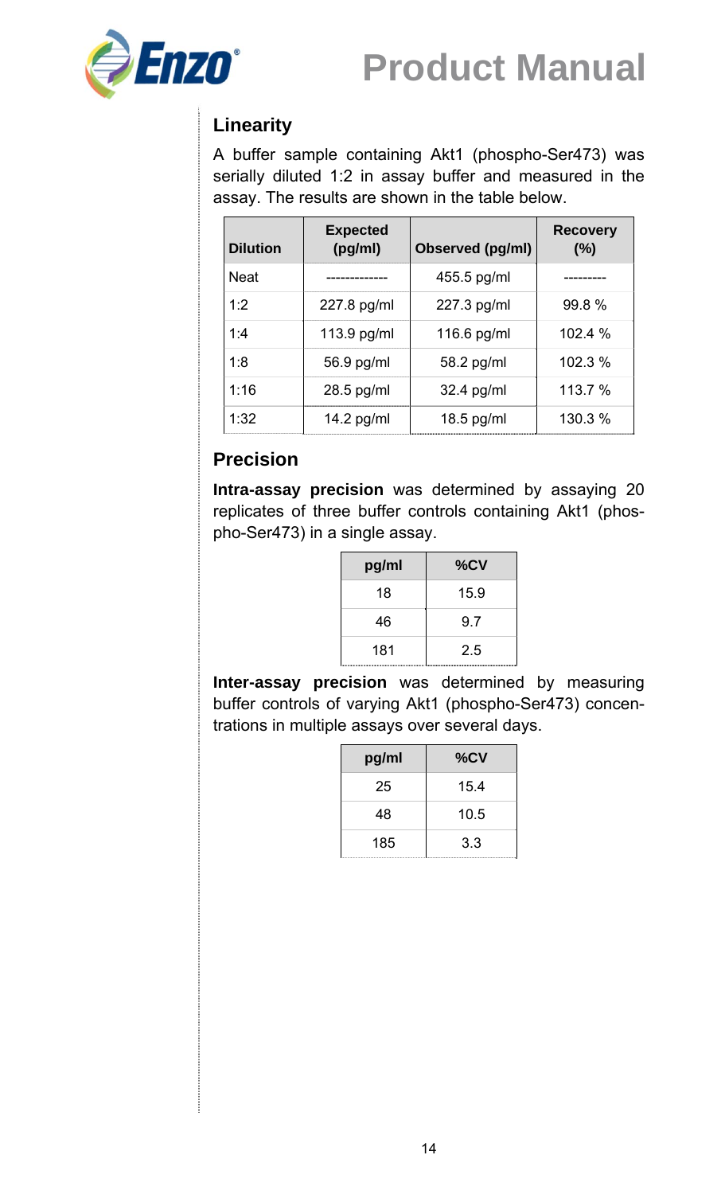## Linearity

A buffer sample containing Akt1 (phospho-Ser473) was serially diluted 1:2 in assay buffer and measured in the assay. The results are shown in the table below.

| Dilution | Expected (pg/ml) | Observed (pg/ml) | Recovery (%) |
|---|---|---|---|
| Neat | ------------- | 455.5 pg/ml | --------- |
| 1:2 | 227.8 pg/ml | 227.3 pg/ml | 99.8 % |
| 1:4 | 113.9 pg/ml | 116.6 pg/ml | 102.4 % |
| 1:8 | 56.9 pg/ml | 58.2 pg/ml | 102.3 % |
| 1:16 | 28.5 pg/ml | 32.4 pg/ml | 113.7 % |
| 1:32 | 14.2 pg/ml | 18.5 pg/ml | 130.3 % |

## Precision

**Intra-assay precision** was determined by assaying 20 replicates of three buffer controls containing Akt1 (phospho-Ser473) in a single assay.

| pg/ml | %CV |
|---|---|
| 18 | 15.9 |
| 46 | 9.7 |
| 181 | 2.5 |

**Inter-assay precision** was determined by measuring buffer controls of varying Akt1 (phospho-Ser473) concentrations in multiple assays over several days.

| pg/ml | %CV |
|---|---|
| 25 | 15.4 |
| 48 | 10.5 |
| 185 | 3.3 |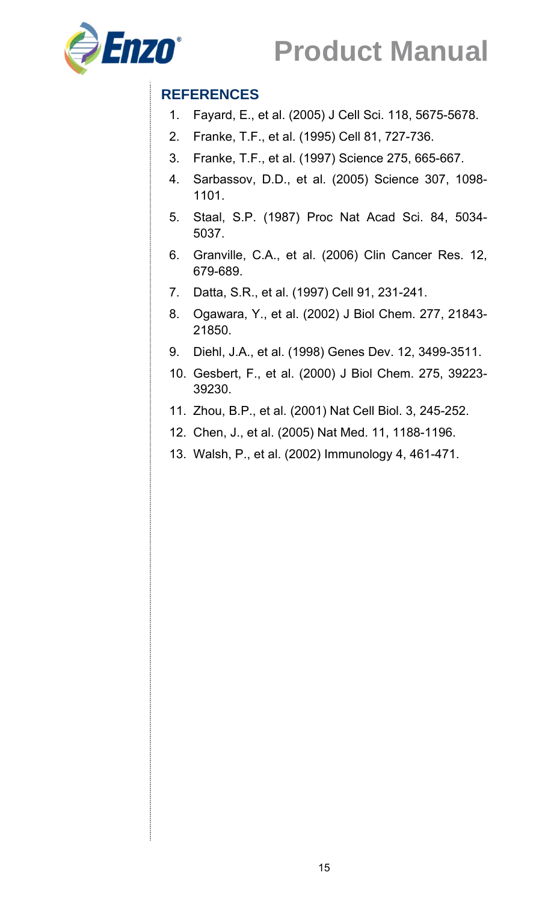## REFERENCES

1. Fayard, E., et al. (2005) J Cell Sci. 118, 5675-5678.
2. Franke, T.F., et al. (1995) Cell 81, 727-736.
3. Franke, T.F., et al. (1997) Science 275, 665-667.
4. Sarbassov, D.D., et al. (2005) Science 307, 1098-1101.
5. Staal, S.P. (1987) Proc Nat Acad Sci. 84, 5034-5037.
6. Granville, C.A., et al. (2006) Clin Cancer Res. 12, 679-689.
7. Datta, S.R., et al. (1997) Cell 91, 231-241.
8. Ogawara, Y., et al. (2002) J Biol Chem. 277, 21843-21850.
9. Diehl, J.A., et al. (1998) Genes Dev. 12, 3499-3511.
10. Gesbert, F., et al. (2000) J Biol Chem. 275, 39223-39230.
11. Zhou, B.P., et al. (2001) Nat Cell Biol. 3, 245-252.
12. Chen, J., et al. (2005) Nat Med. 11, 1188-1196.
13. Walsh, P., et al. (2002) Immunology 4, 461-471.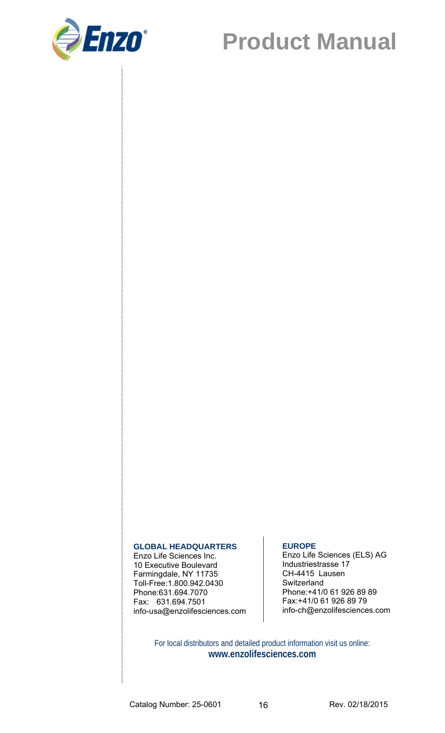# Product Manual

**GLOBAL HEADQUARTERS**
Enzo Life Sciences Inc.
10 Executive Boulevard
Farmingdale, NY 11735
Toll-Free:1.800.942.0430
Phone:631.694.7070
Fax: 631.694.7501
info-usa@enzolifesciences.com

**EUROPE**
Enzo Life Sciences (ELS) AG
Industriestrasse 17
CH-4415 Lausen
Switzerland
Phone:+41/0 61 926 89 89
Fax:+41/0 61 926 89 79
info-ch@enzolifesciences.com

For local distributors and detailed product information visit us online:
**www.enzolifesciences.com**

Catalog Number: 25-0601

Rev. 02/18/2015